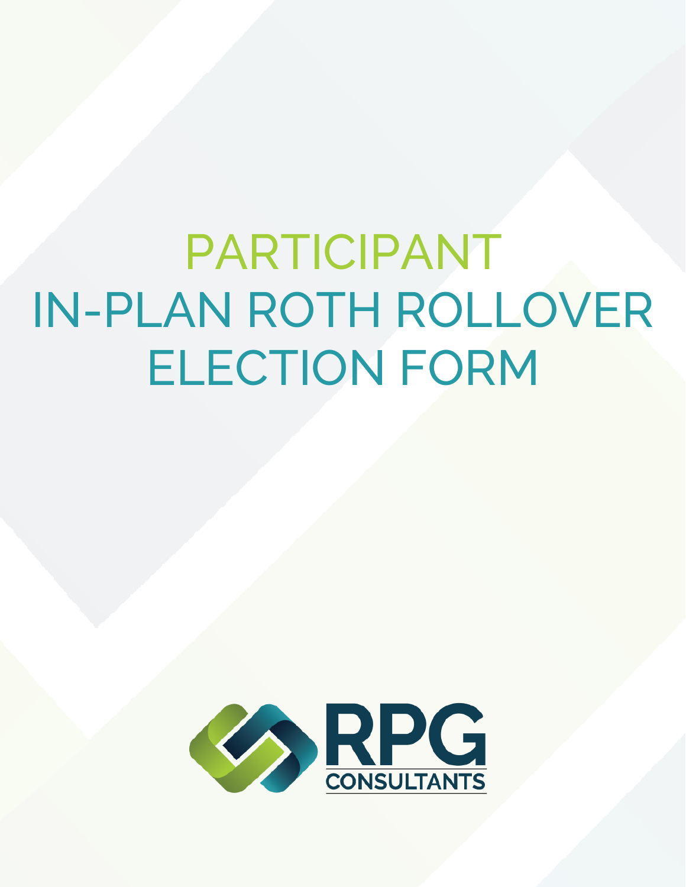# PARTICIPANT IN-PLAN ROTH ROLLOVER ELECTION FORM

RPG CONSULTANTS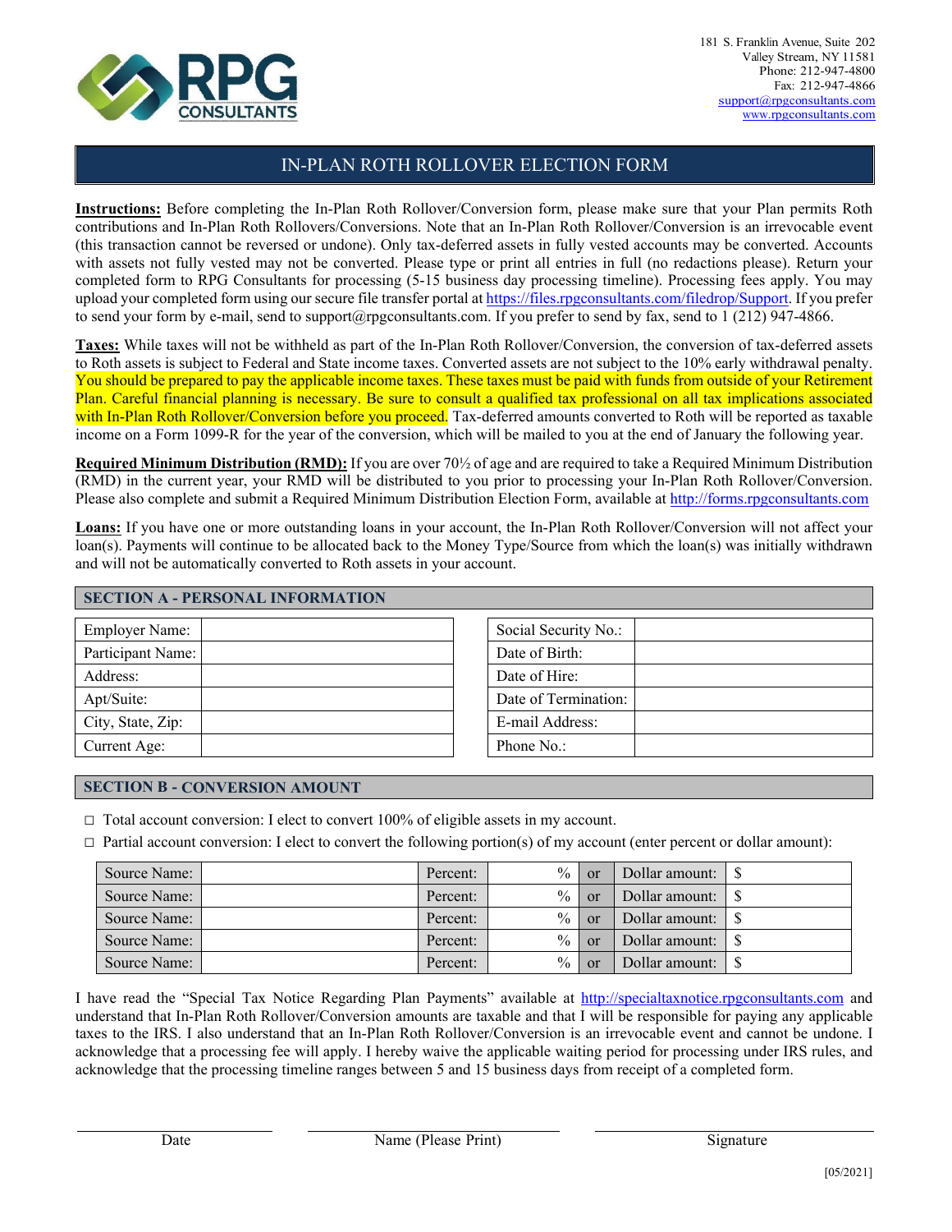181 S. Franklin Avenue, Suite 202
Valley Stream, NY 11581
Phone: 212-947-4800
Fax: 212-947-4866
support@rpgconsultants.com
www.rpgconsultants.com

# IN-PLAN ROTH ROLLOVER ELECTION FORM

**Instructions:** Before completing the In-Plan Roth Rollover/Conversion form, please make sure that your Plan permits Roth contributions and In-Plan Roth Rollovers/Conversions. Note that an In-Plan Roth Rollover/Conversion is an irrevocable event (this transaction cannot be reversed or undone). Only tax-deferred assets in fully vested accounts may be converted. Accounts with assets not fully vested may not be converted. Please type or print all entries in full (no redactions please). Return your completed form to RPG Consultants for processing (5-15 business day processing timeline). Processing fees apply. You may upload your completed form using our secure file transfer portal at https://files.rpgconsultants.com/filedrop/Support. If you prefer to send your form by e-mail, send to support@rpgconsultants.com. If you prefer to send by fax, send to 1 (212) 947-4866.

**Taxes:** While taxes will not be withheld as part of the In-Plan Roth Rollover/Conversion, the conversion of tax-deferred assets to Roth assets is subject to Federal and State income taxes. Converted assets are not subject to the 10% early withdrawal penalty. You should be prepared to pay the applicable income taxes. These taxes must be paid with funds from outside of your Retirement Plan. Careful financial planning is necessary. Be sure to consult a qualified tax professional on all tax implications associated with In-Plan Roth Rollover/Conversion before you proceed. Tax-deferred amounts converted to Roth will be reported as taxable income on a Form 1099-R for the year of the conversion, which will be mailed to you at the end of January the following year.

**Required Minimum Distribution (RMD):** If you are over 70½ of age and are required to take a Required Minimum Distribution (RMD) in the current year, your RMD will be distributed to you prior to processing your In-Plan Roth Rollover/Conversion. Please also complete and submit a Required Minimum Distribution Election Form, available at http://forms.rpgconsultants.com

**Loans:** If you have one or more outstanding loans in your account, the In-Plan Roth Rollover/Conversion will not affect your loan(s). Payments will continue to be allocated back to the Money Type/Source from which the loan(s) was initially withdrawn and will not be automatically converted to Roth assets in your account.

## SECTION A - PERSONAL INFORMATION

| | | | |
|---|---|---|---|
| Employer Name: | | Social Security No.: | |
| Participant Name: | | Date of Birth: | |
| Address: | | Date of Hire: | |
| Apt/Suite: | | Date of Termination: | |
| City, State, Zip: | | E-mail Address: | |
| Current Age: | | Phone No.: | |

## SECTION B - CONVERSION AMOUNT

□ Total account conversion: I elect to convert 100% of eligible assets in my account.

□ Partial account conversion: I elect to convert the following portion(s) of my account (enter percent or dollar amount):

| | | | | | | |
|---|---|---|---|---|---|---|
| Source Name: | | Percent: | % | or | Dollar amount: | $ |
| Source Name: | | Percent: | % | or | Dollar amount: | $ |
| Source Name: | | Percent: | % | or | Dollar amount: | $ |
| Source Name: | | Percent: | % | or | Dollar amount: | $ |
| Source Name: | | Percent: | % | or | Dollar amount: | $ |

I have read the "Special Tax Notice Regarding Plan Payments" available at http://specialtaxnotice.rpgconsultants.com and understand that In-Plan Roth Rollover/Conversion amounts are taxable and that I will be responsible for paying any applicable taxes to the IRS. I also understand that an In-Plan Roth Rollover/Conversion is an irrevocable event and cannot be undone. I acknowledge that a processing fee will apply. I hereby waive the applicable waiting period for processing under IRS rules, and acknowledge that the processing timeline ranges between 5 and 15 business days from receipt of a completed form.

Date _______________ Name (Please Print) _______________ Signature _______________

[05/2021]